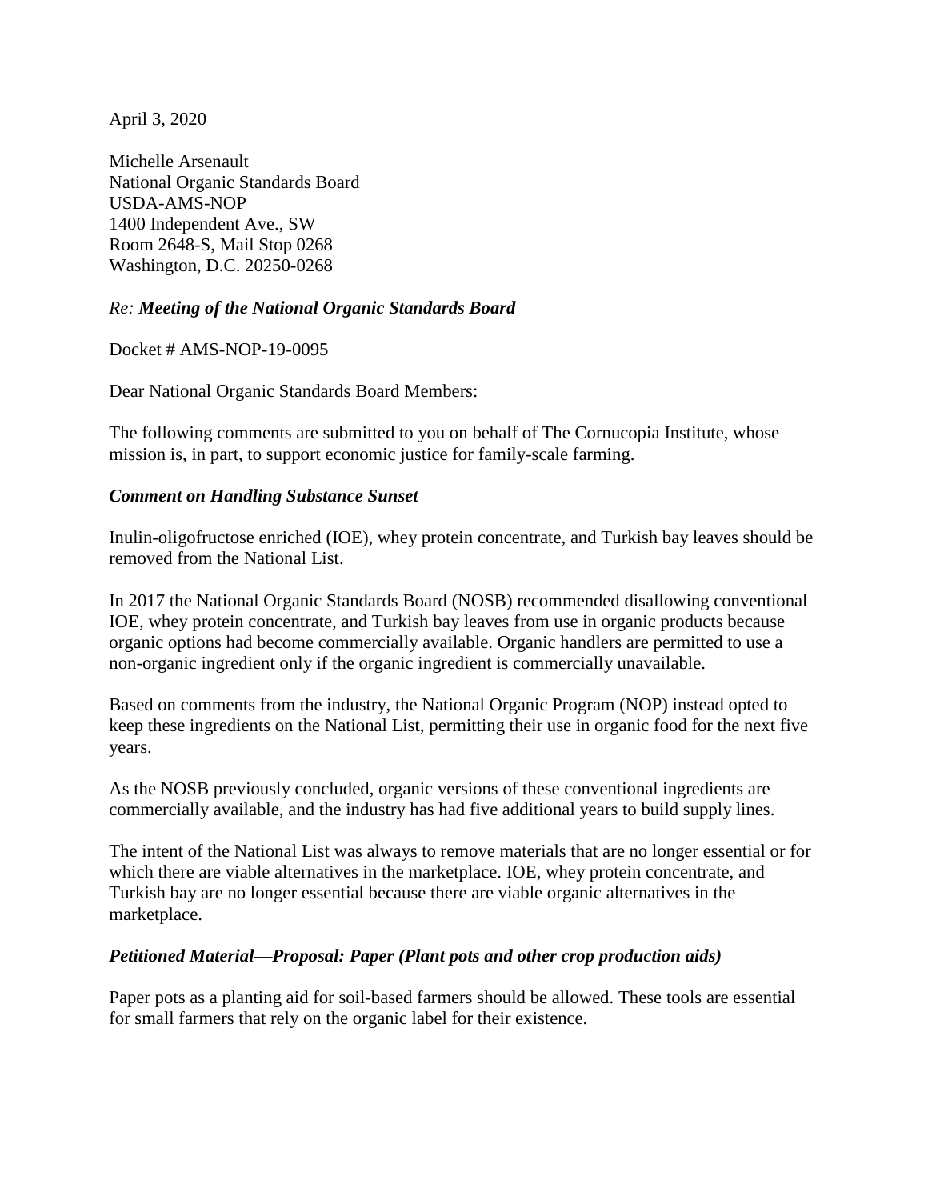April 3, 2020

Michelle Arsenault
National Organic Standards Board
USDA-AMS-NOP
1400 Independent Ave., SW
Room 2648-S, Mail Stop 0268
Washington, D.C. 20250-0268

*Re:* ***Meeting of the National Organic Standards Board***

Docket # AMS-NOP-19-0095

Dear National Organic Standards Board Members:

The following comments are submitted to you on behalf of The Cornucopia Institute, whose mission is, in part, to support economic justice for family-scale farming.

***Comment on Handling Substance Sunset***

Inulin-oligofructose enriched (IOE), whey protein concentrate, and Turkish bay leaves should be removed from the National List.

In 2017 the National Organic Standards Board (NOSB) recommended disallowing conventional IOE, whey protein concentrate, and Turkish bay leaves from use in organic products because organic options had become commercially available. Organic handlers are permitted to use a non-organic ingredient only if the organic ingredient is commercially unavailable.

Based on comments from the industry, the National Organic Program (NOP) instead opted to keep these ingredients on the National List, permitting their use in organic food for the next five years.

As the NOSB previously concluded, organic versions of these conventional ingredients are commercially available, and the industry has had five additional years to build supply lines.

The intent of the National List was always to remove materials that are no longer essential or for which there are viable alternatives in the marketplace. IOE, whey protein concentrate, and Turkish bay are no longer essential because there are viable organic alternatives in the marketplace.

***Petitioned Material—Proposal: Paper (Plant pots and other crop production aids)***

Paper pots as a planting aid for soil-based farmers should be allowed. These tools are essential for small farmers that rely on the organic label for their existence.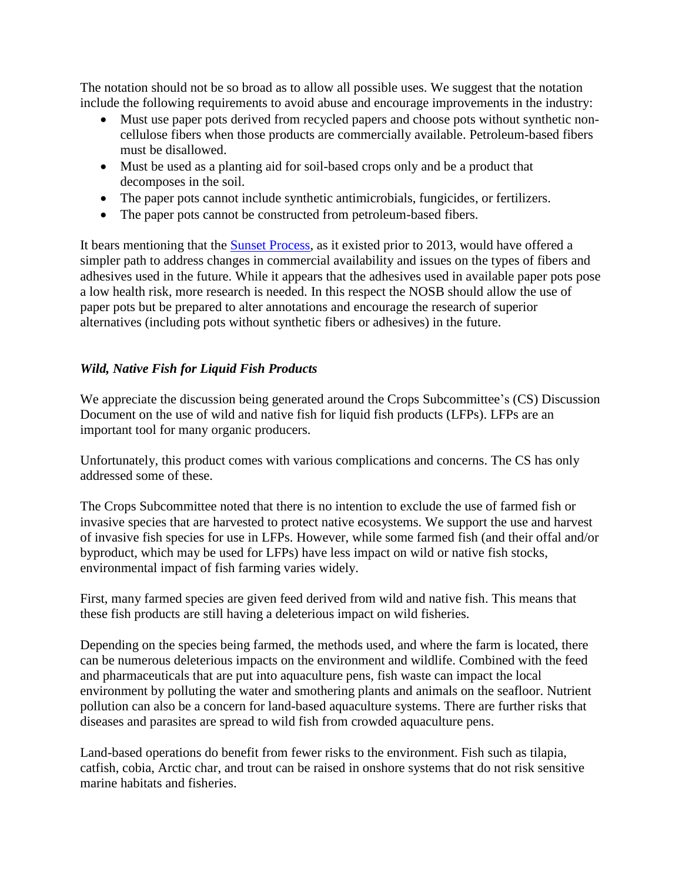The notation should not be so broad as to allow all possible uses. We suggest that the notation include the following requirements to avoid abuse and encourage improvements in the industry:

- Must use paper pots derived from recycled papers and choose pots without synthetic non-cellulose fibers when those products are commercially available. Petroleum-based fibers must be disallowed.
- Must be used as a planting aid for soil-based crops only and be a product that decomposes in the soil.
- The paper pots cannot include synthetic antimicrobials, fungicides, or fertilizers.
- The paper pots cannot be constructed from petroleum-based fibers.

It bears mentioning that the [Sunset Process](), as it existed prior to 2013, would have offered a simpler path to address changes in commercial availability and issues on the types of fibers and adhesives used in the future. While it appears that the adhesives used in available paper pots pose a low health risk, more research is needed. In this respect the NOSB should allow the use of paper pots but be prepared to alter annotations and encourage the research of superior alternatives (including pots without synthetic fibers or adhesives) in the future.

### *Wild, Native Fish for Liquid Fish Products*

We appreciate the discussion being generated around the Crops Subcommittee's (CS) Discussion Document on the use of wild and native fish for liquid fish products (LFPs). LFPs are an important tool for many organic producers.

Unfortunately, this product comes with various complications and concerns. The CS has only addressed some of these.

The Crops Subcommittee noted that there is no intention to exclude the use of farmed fish or invasive species that are harvested to protect native ecosystems. We support the use and harvest of invasive fish species for use in LFPs. However, while some farmed fish (and their offal and/or byproduct, which may be used for LFPs) have less impact on wild or native fish stocks, environmental impact of fish farming varies widely.

First, many farmed species are given feed derived from wild and native fish. This means that these fish products are still having a deleterious impact on wild fisheries.

Depending on the species being farmed, the methods used, and where the farm is located, there can be numerous deleterious impacts on the environment and wildlife. Combined with the feed and pharmaceuticals that are put into aquaculture pens, fish waste can impact the local environment by polluting the water and smothering plants and animals on the seafloor. Nutrient pollution can also be a concern for land-based aquaculture systems. There are further risks that diseases and parasites are spread to wild fish from crowded aquaculture pens.

Land-based operations do benefit from fewer risks to the environment. Fish such as tilapia, catfish, cobia, Arctic char, and trout can be raised in onshore systems that do not risk sensitive marine habitats and fisheries.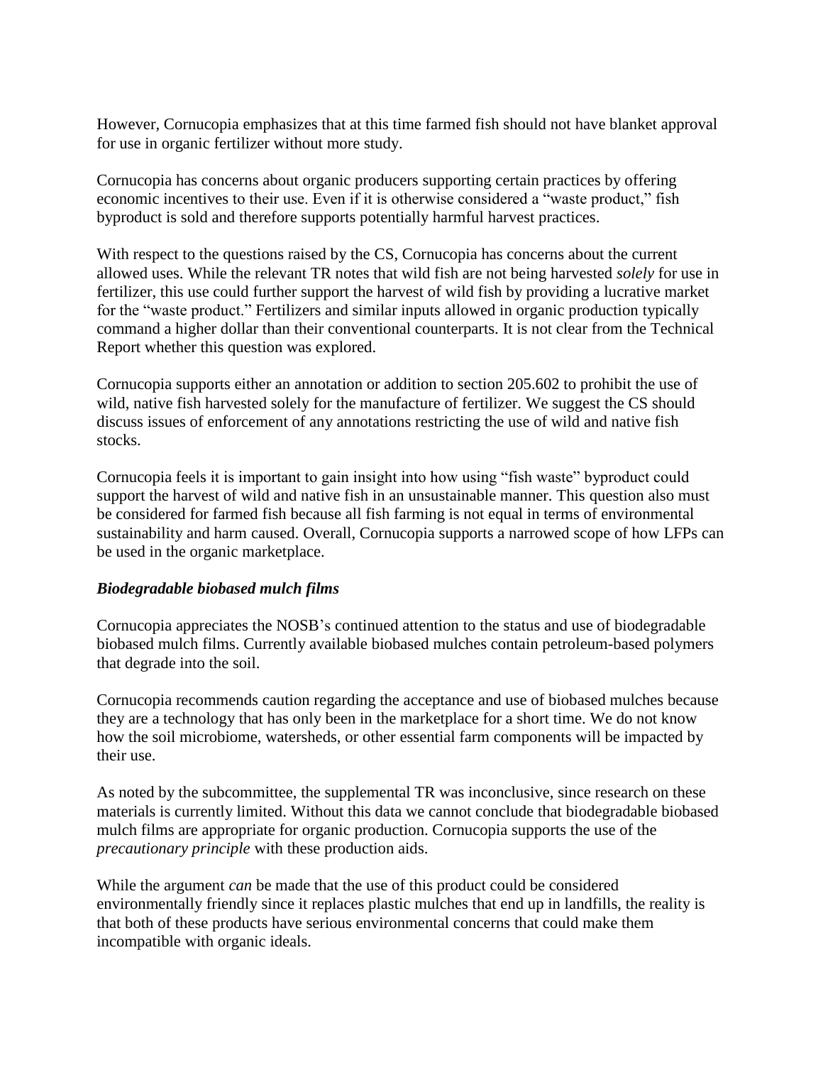However, Cornucopia emphasizes that at this time farmed fish should not have blanket approval for use in organic fertilizer without more study.

Cornucopia has concerns about organic producers supporting certain practices by offering economic incentives to their use. Even if it is otherwise considered a "waste product," fish byproduct is sold and therefore supports potentially harmful harvest practices.

With respect to the questions raised by the CS, Cornucopia has concerns about the current allowed uses. While the relevant TR notes that wild fish are not being harvested *solely* for use in fertilizer, this use could further support the harvest of wild fish by providing a lucrative market for the "waste product." Fertilizers and similar inputs allowed in organic production typically command a higher dollar than their conventional counterparts. It is not clear from the Technical Report whether this question was explored.

Cornucopia supports either an annotation or addition to section 205.602 to prohibit the use of wild, native fish harvested solely for the manufacture of fertilizer. We suggest the CS should discuss issues of enforcement of any annotations restricting the use of wild and native fish stocks.

Cornucopia feels it is important to gain insight into how using "fish waste" byproduct could support the harvest of wild and native fish in an unsustainable manner. This question also must be considered for farmed fish because all fish farming is not equal in terms of environmental sustainability and harm caused. Overall, Cornucopia supports a narrowed scope of how LFPs can be used in the organic marketplace.

### *Biodegradable biobased mulch films*

Cornucopia appreciates the NOSB's continued attention to the status and use of biodegradable biobased mulch films. Currently available biobased mulches contain petroleum-based polymers that degrade into the soil.

Cornucopia recommends caution regarding the acceptance and use of biobased mulches because they are a technology that has only been in the marketplace for a short time. We do not know how the soil microbiome, watersheds, or other essential farm components will be impacted by their use.

As noted by the subcommittee, the supplemental TR was inconclusive, since research on these materials is currently limited. Without this data we cannot conclude that biodegradable biobased mulch films are appropriate for organic production. Cornucopia supports the use of the *precautionary principle* with these production aids.

While the argument *can* be made that the use of this product could be considered environmentally friendly since it replaces plastic mulches that end up in landfills, the reality is that both of these products have serious environmental concerns that could make them incompatible with organic ideals.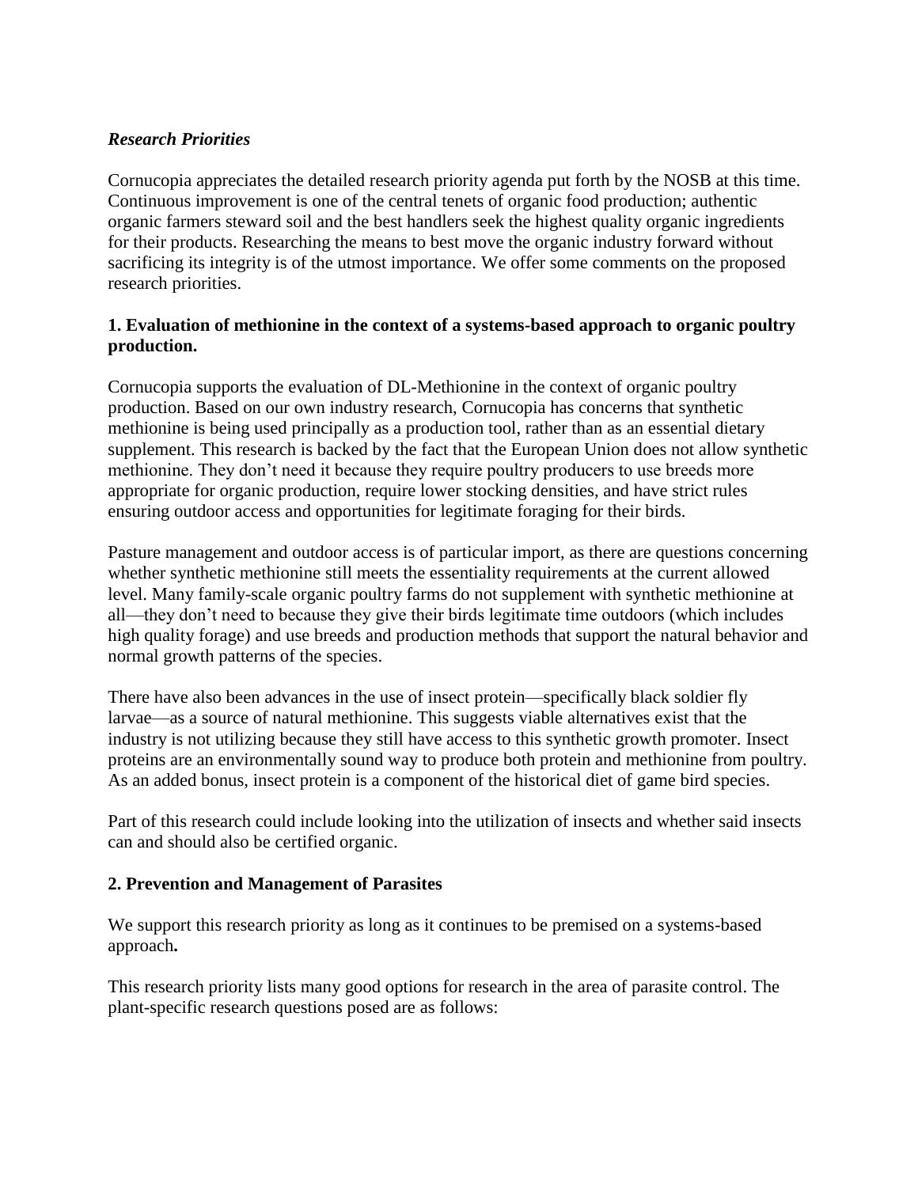### *Research Priorities*

Cornucopia appreciates the detailed research priority agenda put forth by the NOSB at this time. Continuous improvement is one of the central tenets of organic food production; authentic organic farmers steward soil and the best handlers seek the highest quality organic ingredients for their products. Researching the means to best move the organic industry forward without sacrificing its integrity is of the utmost importance. We offer some comments on the proposed research priorities.

**1. Evaluation of methionine in the context of a systems-based approach to organic poultry production.**

Cornucopia supports the evaluation of DL-Methionine in the context of organic poultry production. Based on our own industry research, Cornucopia has concerns that synthetic methionine is being used principally as a production tool, rather than as an essential dietary supplement. This research is backed by the fact that the European Union does not allow synthetic methionine. They don't need it because they require poultry producers to use breeds more appropriate for organic production, require lower stocking densities, and have strict rules ensuring outdoor access and opportunities for legitimate foraging for their birds.

Pasture management and outdoor access is of particular import, as there are questions concerning whether synthetic methionine still meets the essentiality requirements at the current allowed level. Many family-scale organic poultry farms do not supplement with synthetic methionine at all—they don't need to because they give their birds legitimate time outdoors (which includes high quality forage) and use breeds and production methods that support the natural behavior and normal growth patterns of the species.

There have also been advances in the use of insect protein—specifically black soldier fly larvae—as a source of natural methionine. This suggests viable alternatives exist that the industry is not utilizing because they still have access to this synthetic growth promoter. Insect proteins are an environmentally sound way to produce both protein and methionine from poultry. As an added bonus, insect protein is a component of the historical diet of game bird species.

Part of this research could include looking into the utilization of insects and whether said insects can and should also be certified organic.

**2. Prevention and Management of Parasites**

We support this research priority as long as it continues to be premised on a systems-based approach**.**

This research priority lists many good options for research in the area of parasite control. The plant-specific research questions posed are as follows: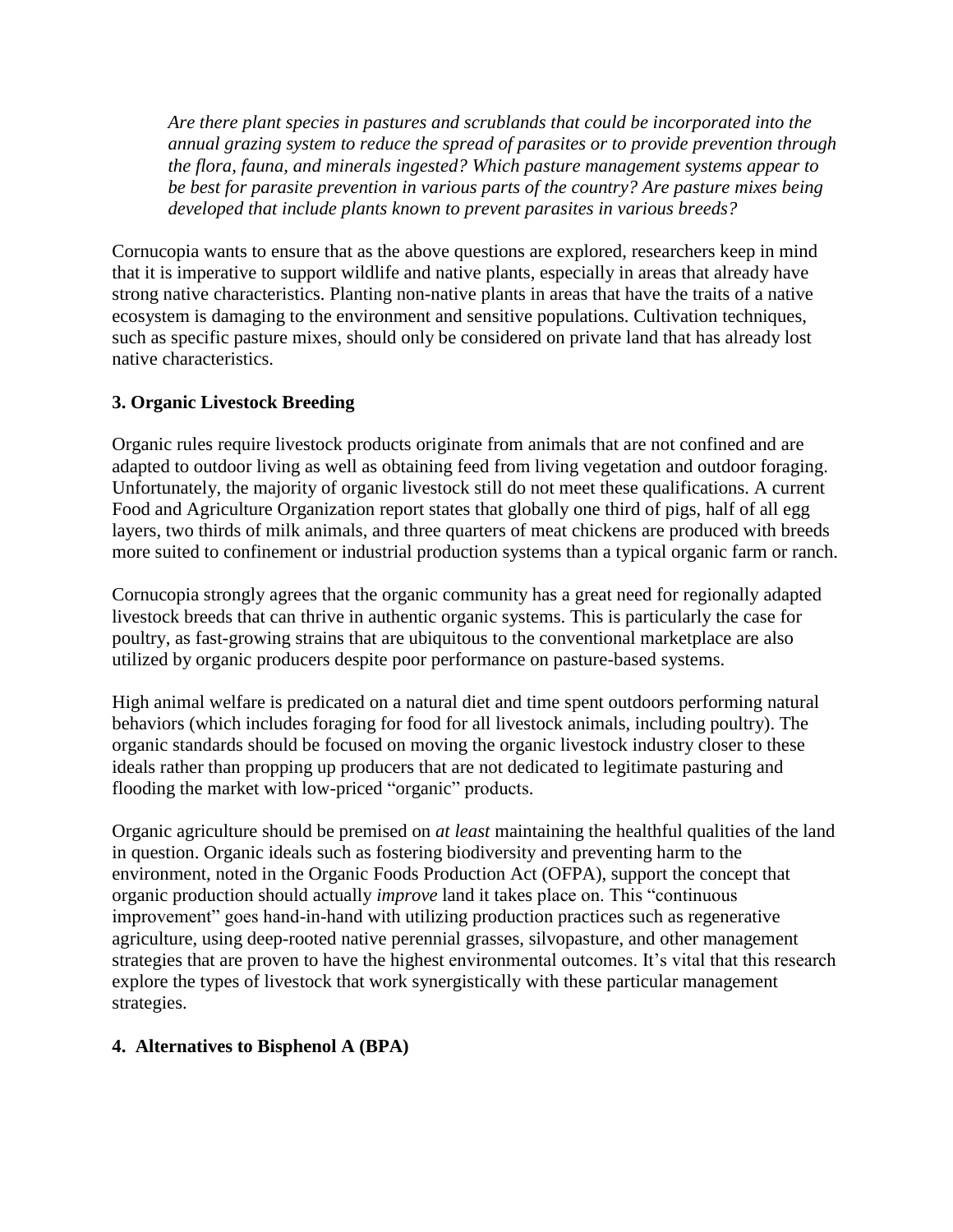*Are there plant species in pastures and scrublands that could be incorporated into the annual grazing system to reduce the spread of parasites or to provide prevention through the flora, fauna, and minerals ingested? Which pasture management systems appear to be best for parasite prevention in various parts of the country? Are pasture mixes being developed that include plants known to prevent parasites in various breeds?*

Cornucopia wants to ensure that as the above questions are explored, researchers keep in mind that it is imperative to support wildlife and native plants, especially in areas that already have strong native characteristics. Planting non-native plants in areas that have the traits of a native ecosystem is damaging to the environment and sensitive populations. Cultivation techniques, such as specific pasture mixes, should only be considered on private land that has already lost native characteristics.

### 3. Organic Livestock Breeding

Organic rules require livestock products originate from animals that are not confined and are adapted to outdoor living as well as obtaining feed from living vegetation and outdoor foraging. Unfortunately, the majority of organic livestock still do not meet these qualifications. A current Food and Agriculture Organization report states that globally one third of pigs, half of all egg layers, two thirds of milk animals, and three quarters of meat chickens are produced with breeds more suited to confinement or industrial production systems than a typical organic farm or ranch.

Cornucopia strongly agrees that the organic community has a great need for regionally adapted livestock breeds that can thrive in authentic organic systems. This is particularly the case for poultry, as fast-growing strains that are ubiquitous to the conventional marketplace are also utilized by organic producers despite poor performance on pasture-based systems.

High animal welfare is predicated on a natural diet and time spent outdoors performing natural behaviors (which includes foraging for food for all livestock animals, including poultry). The organic standards should be focused on moving the organic livestock industry closer to these ideals rather than propping up producers that are not dedicated to legitimate pasturing and flooding the market with low-priced "organic" products.

Organic agriculture should be premised on *at least* maintaining the healthful qualities of the land in question. Organic ideals such as fostering biodiversity and preventing harm to the environment, noted in the Organic Foods Production Act (OFPA), support the concept that organic production should actually *improve* land it takes place on. This "continuous improvement" goes hand-in-hand with utilizing production practices such as regenerative agriculture, using deep-rooted native perennial grasses, silvopasture, and other management strategies that are proven to have the highest environmental outcomes. It's vital that this research explore the types of livestock that work synergistically with these particular management strategies.

### 4. Alternatives to Bisphenol A (BPA)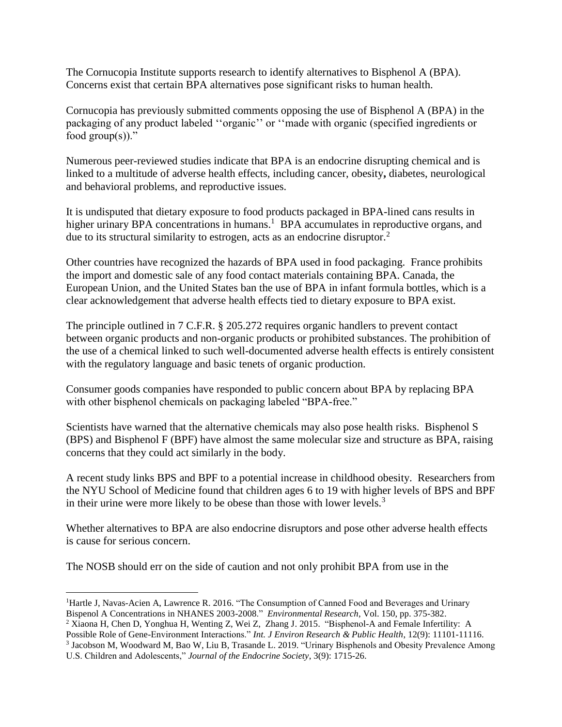The Cornucopia Institute supports research to identify alternatives to Bisphenol A (BPA). Concerns exist that certain BPA alternatives pose significant risks to human health.

Cornucopia has previously submitted comments opposing the use of Bisphenol A (BPA) in the packaging of any product labeled ''organic'' or ''made with organic (specified ingredients or food group(s))."

Numerous peer-reviewed studies indicate that BPA is an endocrine disrupting chemical and is linked to a multitude of adverse health effects, including cancer, obesity**,** diabetes, neurological and behavioral problems, and reproductive issues.

It is undisputed that dietary exposure to food products packaged in BPA-lined cans results in higher urinary BPA concentrations in humans.[1] BPA accumulates in reproductive organs, and due to its structural similarity to estrogen, acts as an endocrine disruptor.[2]

Other countries have recognized the hazards of BPA used in food packaging. France prohibits the import and domestic sale of any food contact materials containing BPA. Canada, the European Union, and the United States ban the use of BPA in infant formula bottles, which is a clear acknowledgement that adverse health effects tied to dietary exposure to BPA exist.

The principle outlined in 7 C.F.R. § 205.272 requires organic handlers to prevent contact between organic products and non-organic products or prohibited substances. The prohibition of the use of a chemical linked to such well-documented adverse health effects is entirely consistent with the regulatory language and basic tenets of organic production.

Consumer goods companies have responded to public concern about BPA by replacing BPA with other bisphenol chemicals on packaging labeled "BPA-free."

Scientists have warned that the alternative chemicals may also pose health risks. Bisphenol S (BPS) and Bisphenol F (BPF) have almost the same molecular size and structure as BPA, raising concerns that they could act similarly in the body.

A recent study links BPS and BPF to a potential increase in childhood obesity. Researchers from the NYU School of Medicine found that children ages 6 to 19 with higher levels of BPS and BPF in their urine were more likely to be obese than those with lower levels.[3]

Whether alternatives to BPA are also endocrine disruptors and pose other adverse health effects is cause for serious concern.

The NOSB should err on the side of caution and not only prohibit BPA from use in the

---

[1] Hartle J, Navas-Acien A, Lawrence R. 2016. "The Consumption of Canned Food and Beverages and Urinary Bispenol A Concentrations in NHANES 2003-2008." *Environmental Research*, Vol. 150, pp. 375-382.

[2] Xiaona H, Chen D, Yonghua H, Wenting Z, Wei Z, Zhang J. 2015. "Bisphenol-A and Female Infertility: A Possible Role of Gene-Environment Interactions." *Int. J Environ Research & Public Health*, 12(9): 11101-11116.

[3] Jacobson M, Woodward M, Bao W, Liu B, Trasande L. 2019. "Urinary Bisphenols and Obesity Prevalence Among U.S. Children and Adolescents," *Journal of the Endocrine Society*, 3(9): 1715-26.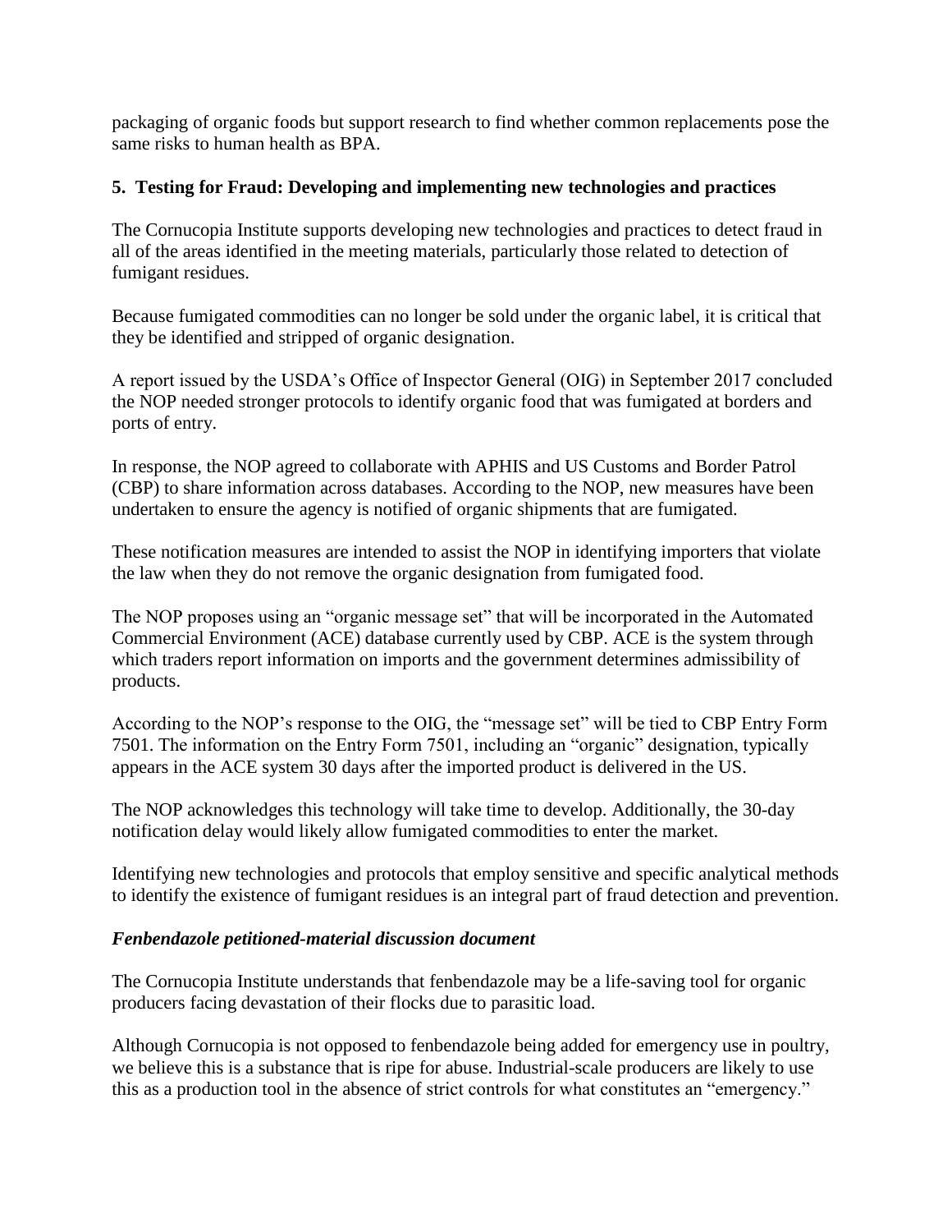packaging of organic foods but support research to find whether common replacements pose the same risks to human health as BPA.

### 5. Testing for Fraud: Developing and implementing new technologies and practices

The Cornucopia Institute supports developing new technologies and practices to detect fraud in all of the areas identified in the meeting materials, particularly those related to detection of fumigant residues.

Because fumigated commodities can no longer be sold under the organic label, it is critical that they be identified and stripped of organic designation.

A report issued by the USDA's Office of Inspector General (OIG) in September 2017 concluded the NOP needed stronger protocols to identify organic food that was fumigated at borders and ports of entry.

In response, the NOP agreed to collaborate with APHIS and US Customs and Border Patrol (CBP) to share information across databases. According to the NOP, new measures have been undertaken to ensure the agency is notified of organic shipments that are fumigated.

These notification measures are intended to assist the NOP in identifying importers that violate the law when they do not remove the organic designation from fumigated food.

The NOP proposes using an "organic message set" that will be incorporated in the Automated Commercial Environment (ACE) database currently used by CBP. ACE is the system through which traders report information on imports and the government determines admissibility of products.

According to the NOP's response to the OIG, the "message set" will be tied to CBP Entry Form 7501. The information on the Entry Form 7501, including an "organic" designation, typically appears in the ACE system 30 days after the imported product is delivered in the US.

The NOP acknowledges this technology will take time to develop. Additionally, the 30-day notification delay would likely allow fumigated commodities to enter the market.

Identifying new technologies and protocols that employ sensitive and specific analytical methods to identify the existence of fumigant residues is an integral part of fraud detection and prevention.

### *Fenbendazole petitioned-material discussion document*

The Cornucopia Institute understands that fenbendazole may be a life-saving tool for organic producers facing devastation of their flocks due to parasitic load.

Although Cornucopia is not opposed to fenbendazole being added for emergency use in poultry, we believe this is a substance that is ripe for abuse. Industrial-scale producers are likely to use this as a production tool in the absence of strict controls for what constitutes an "emergency."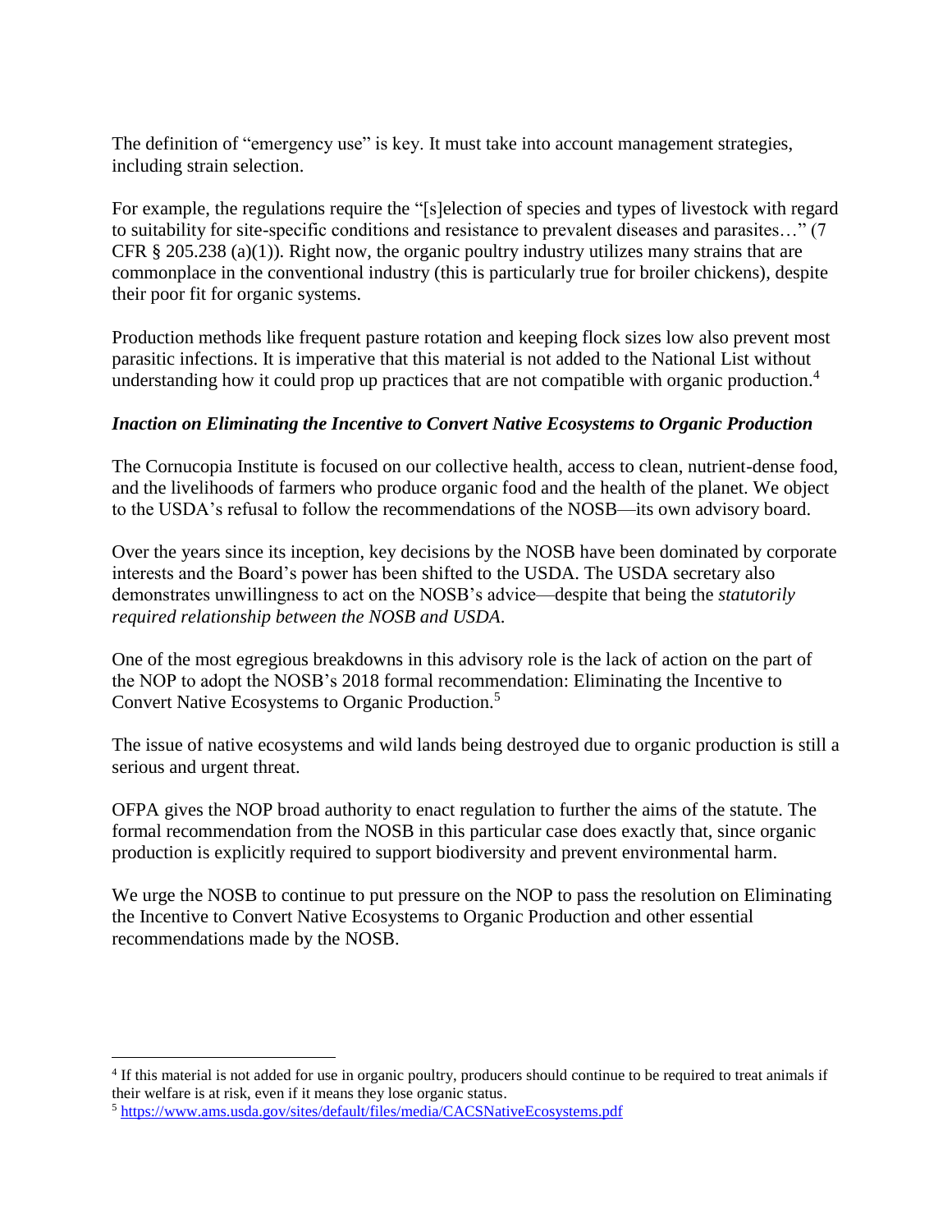The definition of "emergency use" is key. It must take into account management strategies, including strain selection.

For example, the regulations require the "[s]election of species and types of livestock with regard to suitability for site-specific conditions and resistance to prevalent diseases and parasites…" (7 CFR § 205.238 (a)(1)). Right now, the organic poultry industry utilizes many strains that are commonplace in the conventional industry (this is particularly true for broiler chickens), despite their poor fit for organic systems.

Production methods like frequent pasture rotation and keeping flock sizes low also prevent most parasitic infections. It is imperative that this material is not added to the National List without understanding how it could prop up practices that are not compatible with organic production.[4]

### *Inaction on Eliminating the Incentive to Convert Native Ecosystems to Organic Production*

The Cornucopia Institute is focused on our collective health, access to clean, nutrient-dense food, and the livelihoods of farmers who produce organic food and the health of the planet. We object to the USDA's refusal to follow the recommendations of the NOSB—its own advisory board.

Over the years since its inception, key decisions by the NOSB have been dominated by corporate interests and the Board's power has been shifted to the USDA. The USDA secretary also demonstrates unwillingness to act on the NOSB's advice—despite that being the *statutorily required relationship between the NOSB and USDA*.

One of the most egregious breakdowns in this advisory role is the lack of action on the part of the NOP to adopt the NOSB's 2018 formal recommendation: Eliminating the Incentive to Convert Native Ecosystems to Organic Production.[5]

The issue of native ecosystems and wild lands being destroyed due to organic production is still a serious and urgent threat.

OFPA gives the NOP broad authority to enact regulation to further the aims of the statute. The formal recommendation from the NOSB in this particular case does exactly that, since organic production is explicitly required to support biodiversity and prevent environmental harm.

We urge the NOSB to continue to put pressure on the NOP to pass the resolution on Eliminating the Incentive to Convert Native Ecosystems to Organic Production and other essential recommendations made by the NOSB.

---

[4] If this material is not added for use in organic poultry, producers should continue to be required to treat animals if their welfare is at risk, even if it means they lose organic status.

[5] https://www.ams.usda.gov/sites/default/files/media/CACSNativeEcosystems.pdf